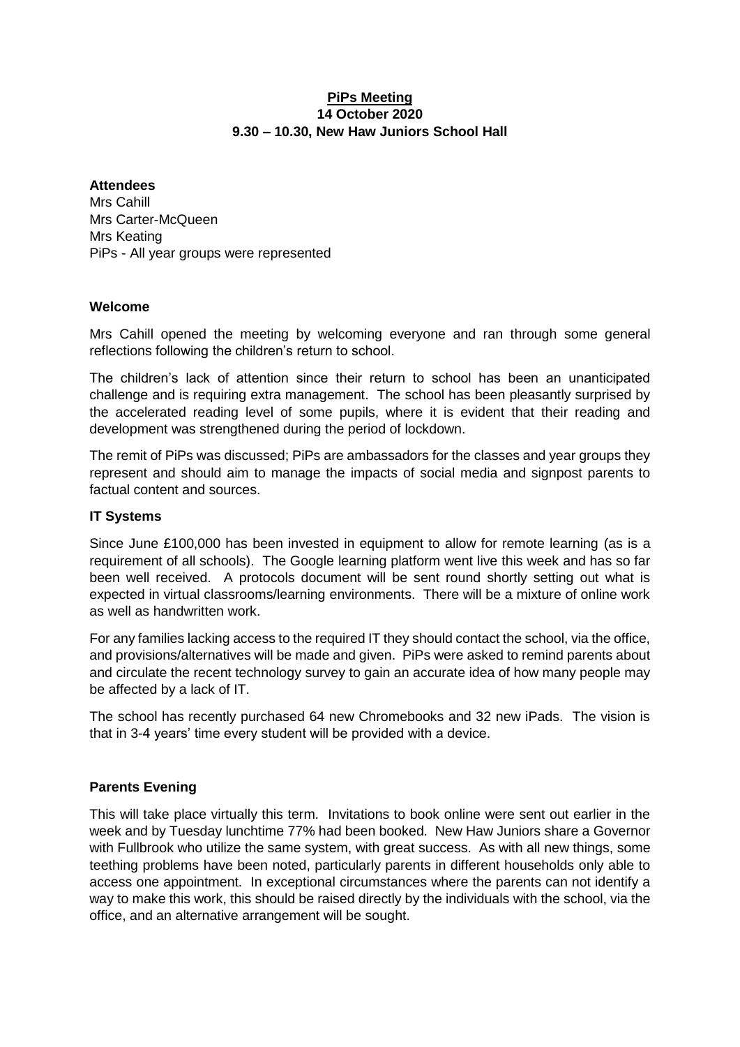**PiPs Meeting**
**14 October 2020**
**9.30 – 10.30, New Haw Juniors School Hall**

**Attendees**

Mrs Cahill
Mrs Carter-McQueen
Mrs Keating
PiPs - All year groups were represented

**Welcome**

Mrs Cahill opened the meeting by welcoming everyone and ran through some general reflections following the children's return to school.

The children's lack of attention since their return to school has been an unanticipated challenge and is requiring extra management. The school has been pleasantly surprised by the accelerated reading level of some pupils, where it is evident that their reading and development was strengthened during the period of lockdown.

The remit of PiPs was discussed; PiPs are ambassadors for the classes and year groups they represent and should aim to manage the impacts of social media and signpost parents to factual content and sources.

**IT Systems**

Since June £100,000 has been invested in equipment to allow for remote learning (as is a requirement of all schools). The Google learning platform went live this week and has so far been well received. A protocols document will be sent round shortly setting out what is expected in virtual classrooms/learning environments. There will be a mixture of online work as well as handwritten work.

For any families lacking access to the required IT they should contact the school, via the office, and provisions/alternatives will be made and given. PiPs were asked to remind parents about and circulate the recent technology survey to gain an accurate idea of how many people may be affected by a lack of IT.

The school has recently purchased 64 new Chromebooks and 32 new iPads. The vision is that in 3-4 years' time every student will be provided with a device.

**Parents Evening**

This will take place virtually this term. Invitations to book online were sent out earlier in the week and by Tuesday lunchtime 77% had been booked. New Haw Juniors share a Governor with Fullbrook who utilize the same system, with great success. As with all new things, some teething problems have been noted, particularly parents in different households only able to access one appointment. In exceptional circumstances where the parents can not identify a way to make this work, this should be raised directly by the individuals with the school, via the office, and an alternative arrangement will be sought.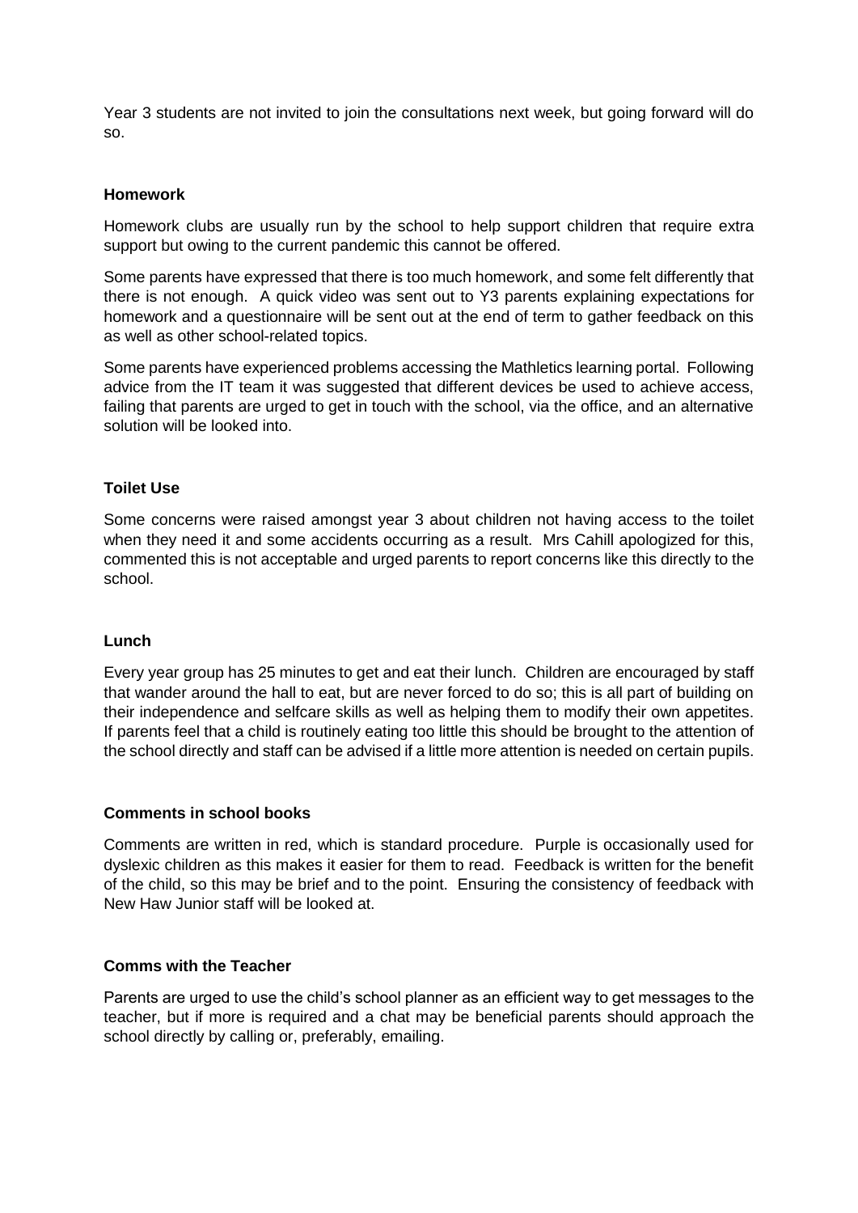Year 3 students are not invited to join the consultations next week, but going forward will do so.

**Homework**

Homework clubs are usually run by the school to help support children that require extra support but owing to the current pandemic this cannot be offered.

Some parents have expressed that there is too much homework, and some felt differently that there is not enough. A quick video was sent out to Y3 parents explaining expectations for homework and a questionnaire will be sent out at the end of term to gather feedback on this as well as other school-related topics.

Some parents have experienced problems accessing the Mathletics learning portal. Following advice from the IT team it was suggested that different devices be used to achieve access, failing that parents are urged to get in touch with the school, via the office, and an alternative solution will be looked into.

**Toilet Use**

Some concerns were raised amongst year 3 about children not having access to the toilet when they need it and some accidents occurring as a result. Mrs Cahill apologized for this, commented this is not acceptable and urged parents to report concerns like this directly to the school.

**Lunch**

Every year group has 25 minutes to get and eat their lunch. Children are encouraged by staff that wander around the hall to eat, but are never forced to do so; this is all part of building on their independence and selfcare skills as well as helping them to modify their own appetites. If parents feel that a child is routinely eating too little this should be brought to the attention of the school directly and staff can be advised if a little more attention is needed on certain pupils.

**Comments in school books**

Comments are written in red, which is standard procedure. Purple is occasionally used for dyslexic children as this makes it easier for them to read. Feedback is written for the benefit of the child, so this may be brief and to the point. Ensuring the consistency of feedback with New Haw Junior staff will be looked at.

**Comms with the Teacher**

Parents are urged to use the child's school planner as an efficient way to get messages to the teacher, but if more is required and a chat may be beneficial parents should approach the school directly by calling or, preferably, emailing.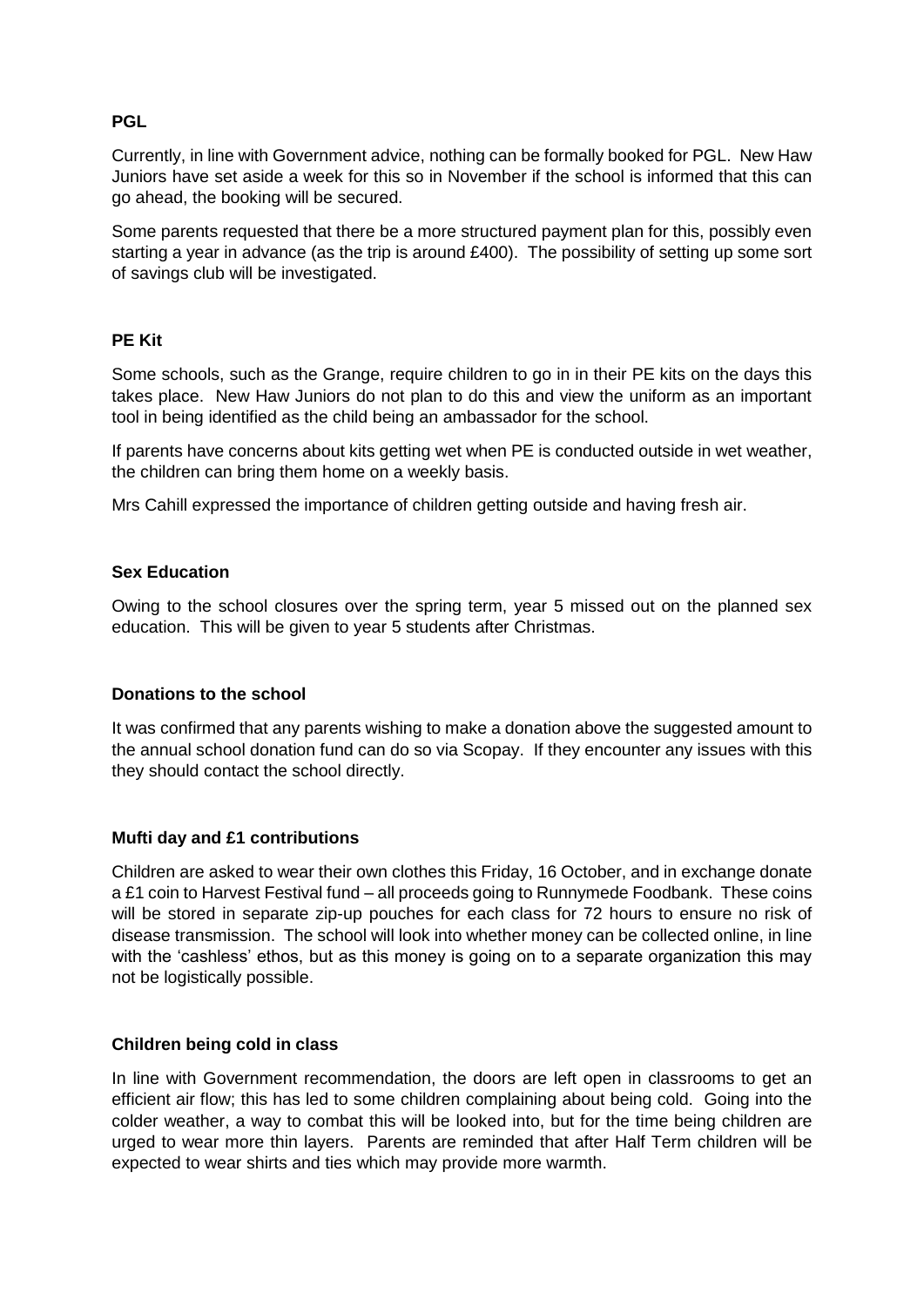## PGL

Currently, in line with Government advice, nothing can be formally booked for PGL. New Haw Juniors have set aside a week for this so in November if the school is informed that this can go ahead, the booking will be secured.

Some parents requested that there be a more structured payment plan for this, possibly even starting a year in advance (as the trip is around £400). The possibility of setting up some sort of savings club will be investigated.

## PE Kit

Some schools, such as the Grange, require children to go in in their PE kits on the days this takes place. New Haw Juniors do not plan to do this and view the uniform as an important tool in being identified as the child being an ambassador for the school.

If parents have concerns about kits getting wet when PE is conducted outside in wet weather, the children can bring them home on a weekly basis.

Mrs Cahill expressed the importance of children getting outside and having fresh air.

## Sex Education

Owing to the school closures over the spring term, year 5 missed out on the planned sex education. This will be given to year 5 students after Christmas.

## Donations to the school

It was confirmed that any parents wishing to make a donation above the suggested amount to the annual school donation fund can do so via Scopay. If they encounter any issues with this they should contact the school directly.

## Mufti day and £1 contributions

Children are asked to wear their own clothes this Friday, 16 October, and in exchange donate a £1 coin to Harvest Festival fund – all proceeds going to Runnymede Foodbank. These coins will be stored in separate zip-up pouches for each class for 72 hours to ensure no risk of disease transmission. The school will look into whether money can be collected online, in line with the 'cashless' ethos, but as this money is going on to a separate organization this may not be logistically possible.

## Children being cold in class

In line with Government recommendation, the doors are left open in classrooms to get an efficient air flow; this has led to some children complaining about being cold. Going into the colder weather, a way to combat this will be looked into, but for the time being children are urged to wear more thin layers. Parents are reminded that after Half Term children will be expected to wear shirts and ties which may provide more warmth.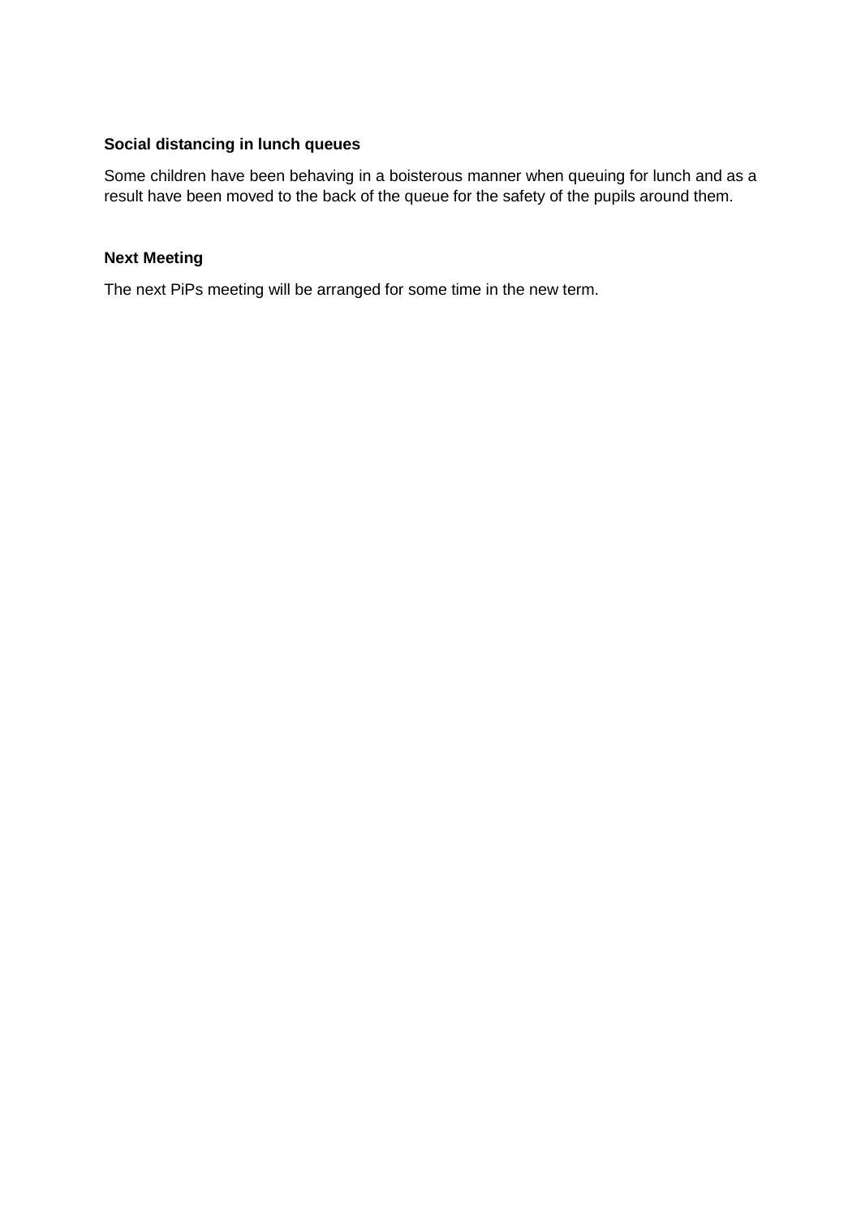**Social distancing in lunch queues**

Some children have been behaving in a boisterous manner when queuing for lunch and as a result have been moved to the back of the queue for the safety of the pupils around them.

**Next Meeting**

The next PiPs meeting will be arranged for some time in the new term.